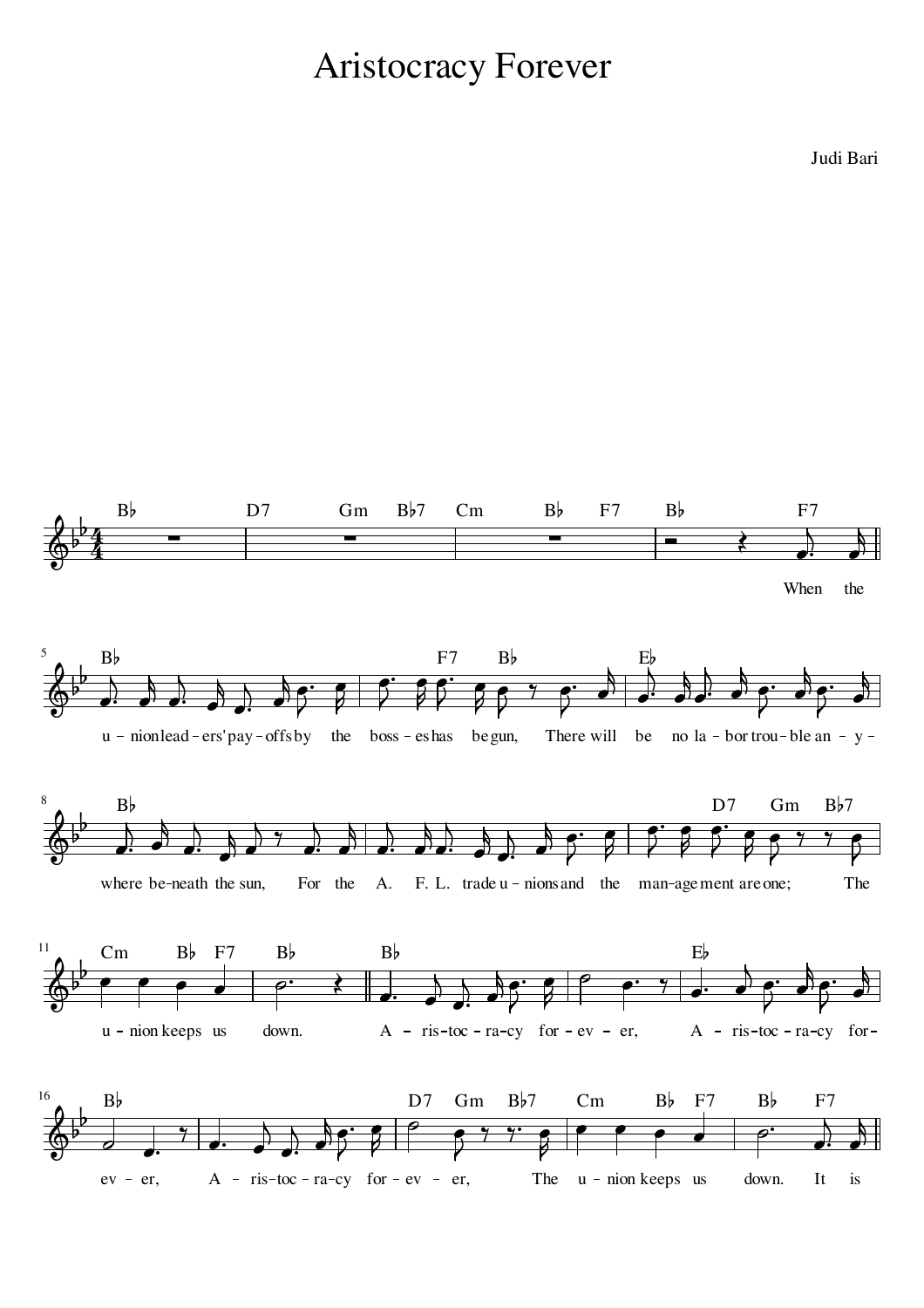# Aristocracy Forever

Judi Bari

When the union leaders' payoffs by the bosses has begun,
There will be no labor trouble anywhere beneath the sun,
For the A. F. L. trade unions and the management are one;
The union keeps us down.

Aristocracy forever,
Aristocracy forever,
Aristocracy forever,
The union keeps us down.

It is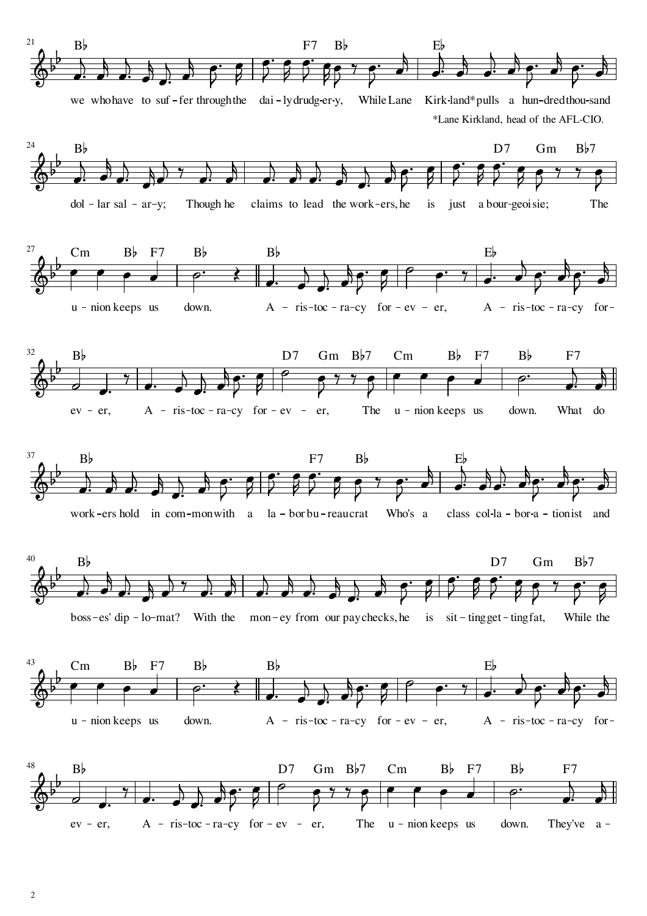we who have to suf-fer through the dai-ly drudg-er-y, While Lane Kirk-land* pulls a hun-dred thou-sand

dol-lar sal-ar-y; Though he claims to lead the work-ers, he is just a bour-geoi-sie; The

u-nion keeps us down. A-ris-toc-ra-cy for-ev-er, A-ris-toc-ra-cy for-

ev-er, A-ris-toc-ra-cy for-ev-er, The u-nion keeps us down. What do

work-ers hold in com-mon with a la-bor bu-reau-crat Who's a class col-la-bor-a-tion-ist and

boss-es' dip-lo-mat? With the mon-ey from our pay-checks, he is sit-ting get-ting fat, While the

u-nion keeps us down. A-ris-toc-ra-cy for-ev-er, A-ris-toc-ra-cy for-

ev-er, A-ris-toc-ra-cy for-ev-er, The u-nion keeps us down. They've a-

*Lane Kirkland, head of the AFL-CIO.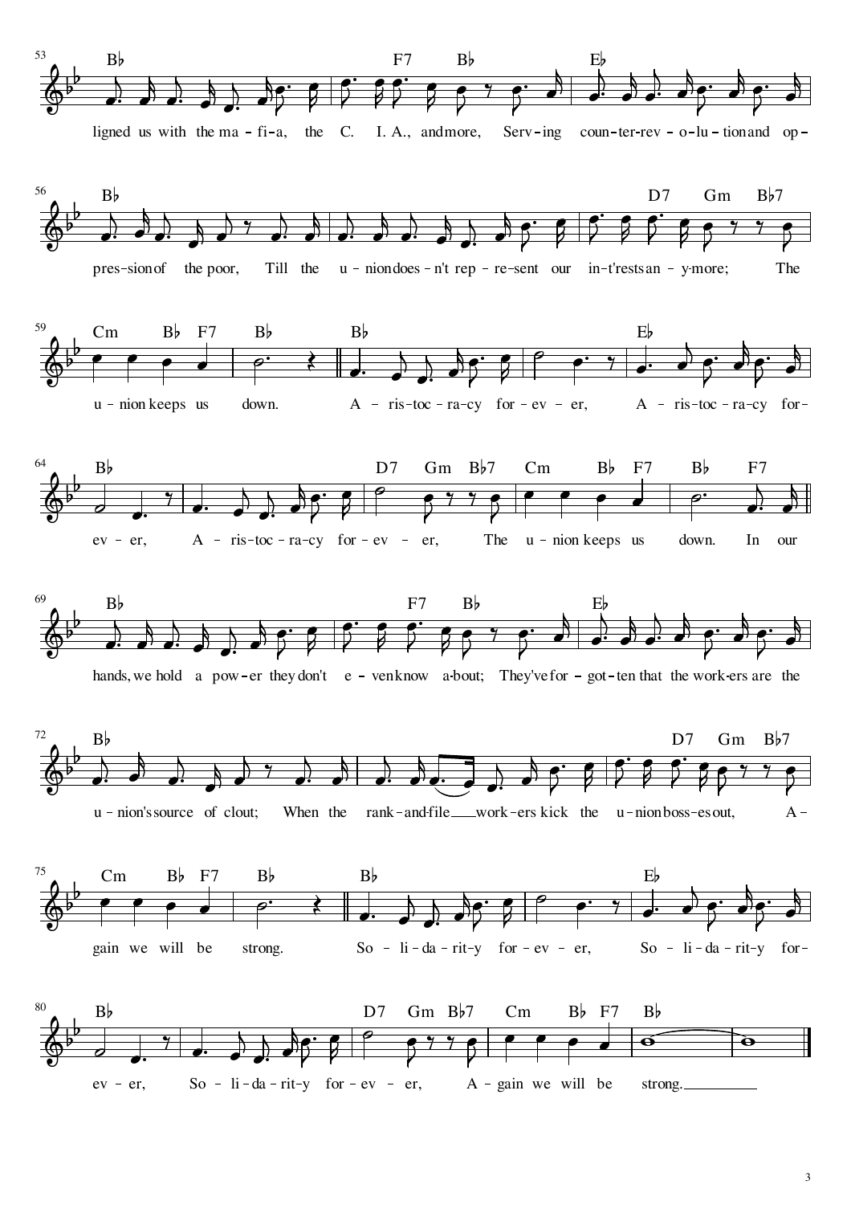ligned us with the ma – fi – a, the C. I. A., and more, Serv – ing coun – ter-rev – o – lu – tion and op –

pres – sion of the poor, Till the u – nion does – n't rep – re – sent our in – t'rests an – y-more; The

u – nion keeps us down. A – ris – toc – ra – cy for – ev – er, A – ris – toc – ra – cy for –

ev – er, A – ris – toc – ra – cy for – ev – er, The u – nion keeps us down. In our

hands, we hold a pow – er they don't e – ven know a-bout; They've for – got – ten that the work-ers are the

u – nion's source of clout; When the rank – and-file work – ers kick the u – nion boss – es out, A –

gain we will be strong. So – li – da – rit – y for – ev – er, So – li – da – rit – y for –

ev – er, So – li – da – rit – y for – ev – er, A – gain we will be strong.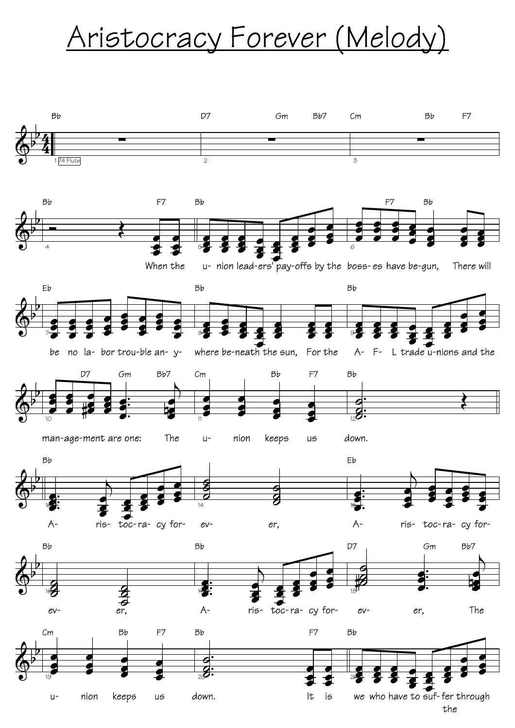# Aristocracy Forever (Melody)

Bb | D7 Gm Bb7 | Cm Bb F7

74 Flute

Bb F7 | Bb | F7 Bb

When the u- nion lead-ers' pay-offs by the boss- es have be-gun, There will

Eb | Bb | Bb

be no la- bor trou-ble an- y- where be-neath the sun, For the A- F- L trade u-nions and the

D7 Gm Bb7 | Cm Bb F7 | Bb

man-age-ment are one: The u- nion keeps us down.

Bb | | Eb

A- ris- toc-ra- cy for- ev- er, A- ris- toc-ra- cy for-

Bb | Bb | D7 Gm Bb7

ev- er, A- ris- toc-ra- cy for- ev- er, The

Cm Bb F7 | Bb F7 | Bb

u- nion keeps us down. It is we who have to suf-fer through the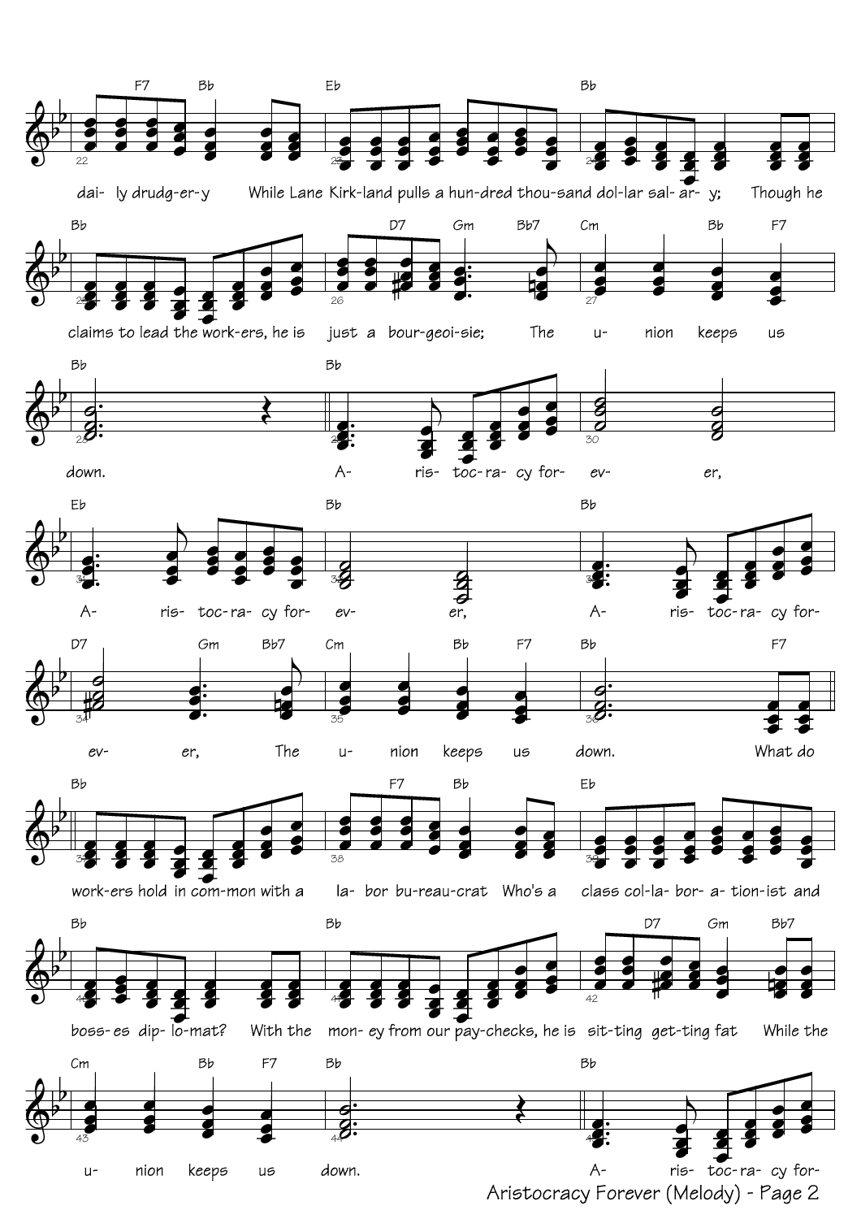dai- ly drudg-er-y While Lane Kirk-land pulls a hun-dred thou-sand dol-lar sal- ar- y; Though he

claims to lead the work-ers, he is just a bour-geoi-sie; The u- nion keeps us

down. A- ris- toc-ra- cy for- ev- er,

A- ris- toc-ra- cy for- ev- er, A- ris- toc-ra- cy for-

ev- er, The u- nion keeps us down. What do

work-ers hold in com-mon with a la- bor bu-reau-crat Who's a class col-la- bor- a- tion-ist and

boss- es dip- lo-mat? With the mon- ey from our pay-checks, he is sit-ting get-ting fat While the

u- nion keeps us down. A- ris- toc-ra- cy for-

Aristocracy Forever (Melody) - Page 2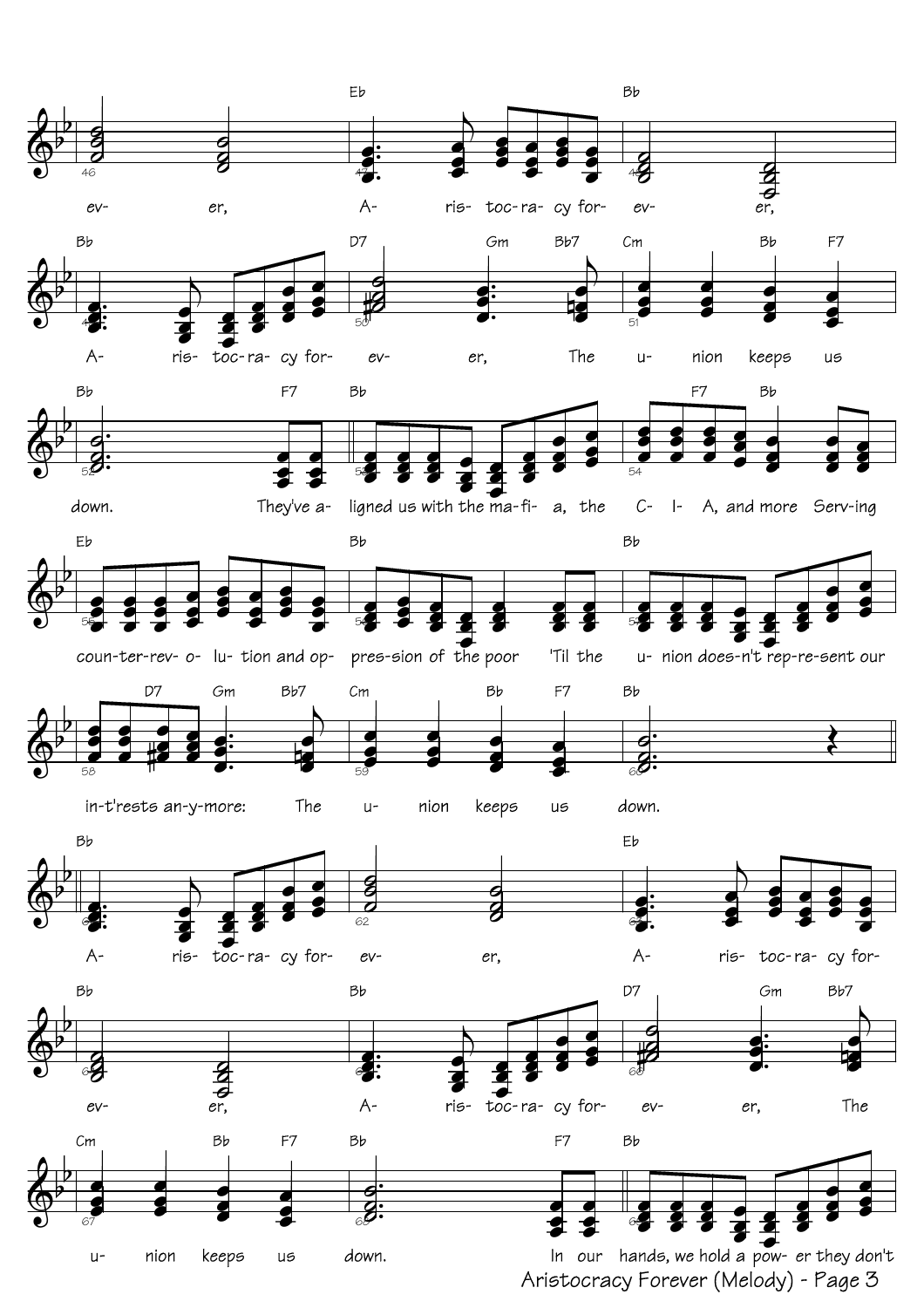ev- er, A- ris- toc- ra- cy for- ev- er,

A- ris- toc- ra- cy for- ev- er, The u- nion keeps us

down. They've a- ligned us with the ma- fi- a, the C- I- A, and more Serv- ing

coun- ter- rev- o- lu- tion and op- pres- sion of the poor 'Til the u- nion does- n't rep- re- sent our

in- t'rests an- y- more: The u- nion keeps us down.

A- ris- toc- ra- cy for- ev- er, A- ris- toc- ra- cy for-

ev- er, A- ris- toc- ra- cy for- ev- er, The

u- nion keeps us down. In our hands, we hold a pow- er they don't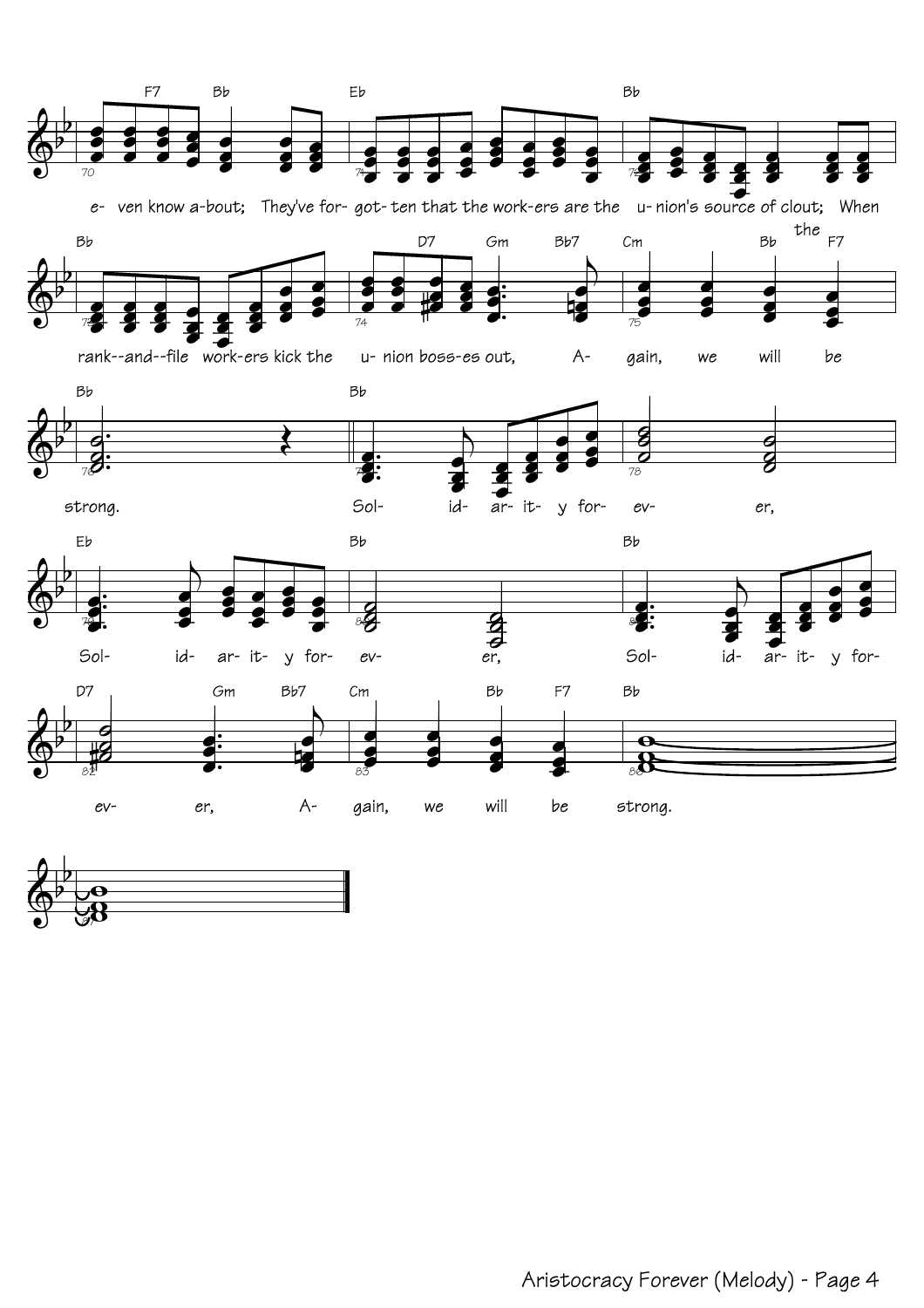e- ven know a-bout; They've for- got- ten that the work-ers are the u- nion's source of clout; When the rank--and--file work-ers kick the u- nion boss-es out, A- gain, we will be strong.

Sol- id- ar- it- y for- ev- er, Sol- id- ar- it- y for- ev- er, Sol- id- ar- it- y for- ev- er, A- gain, we will be strong.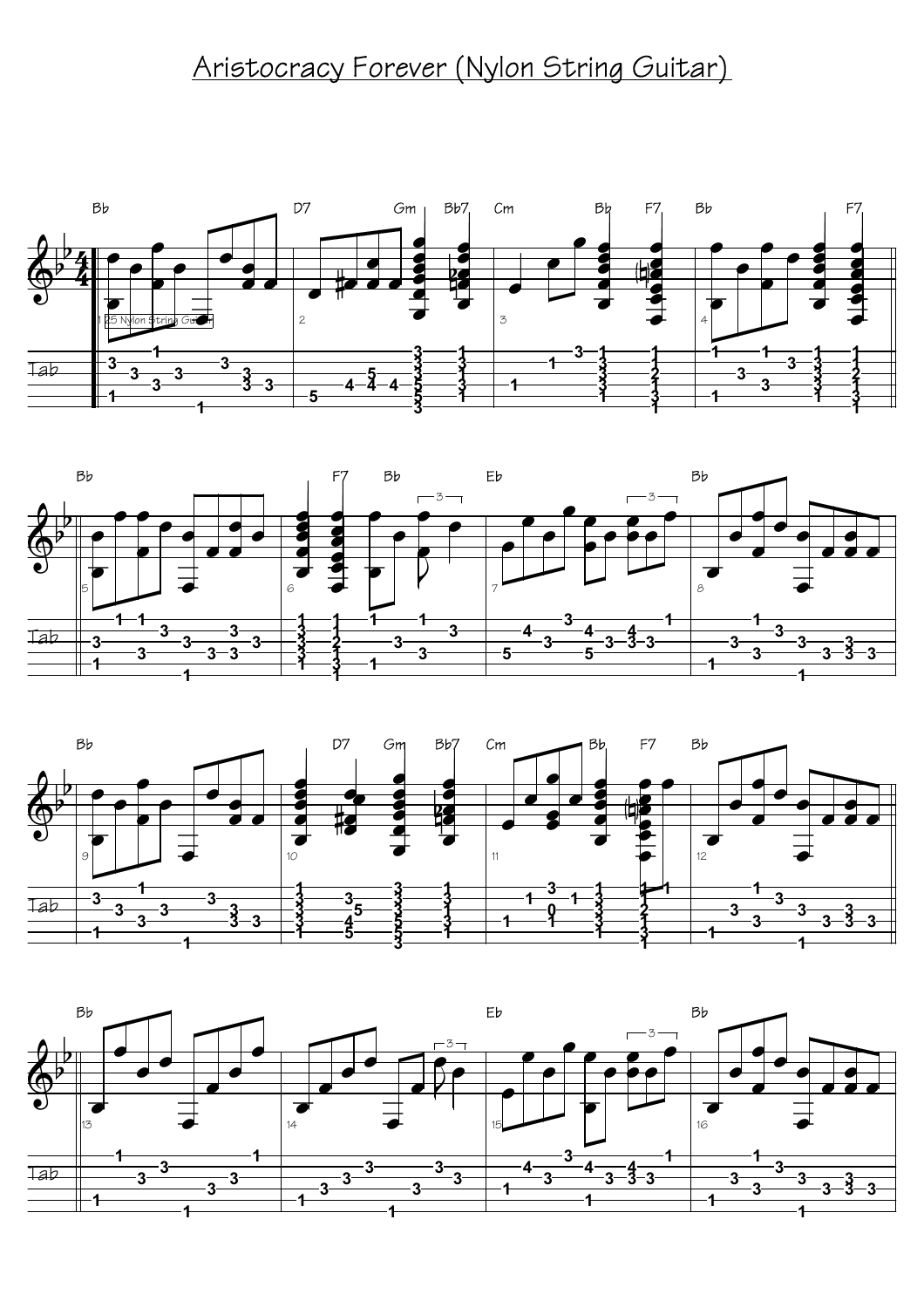# Aristocracy Forever (Nylon String Guitar)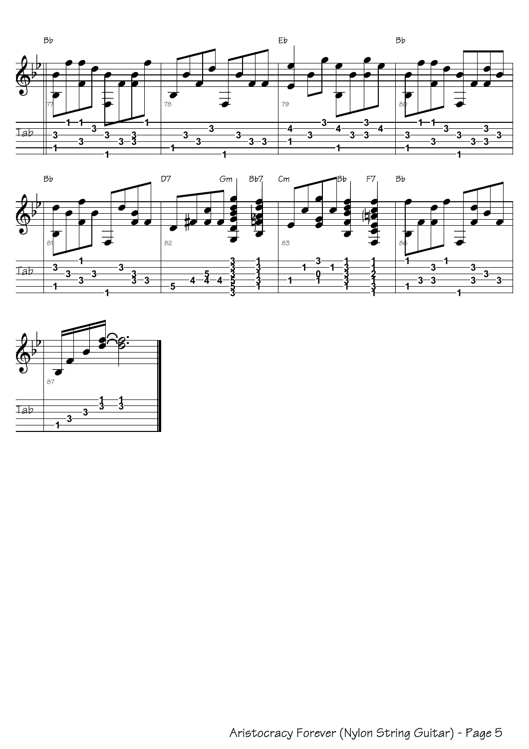Bb

Eb

Bb

Bb

D7

Gm

Bb7

Cm

Bb

F7

Bb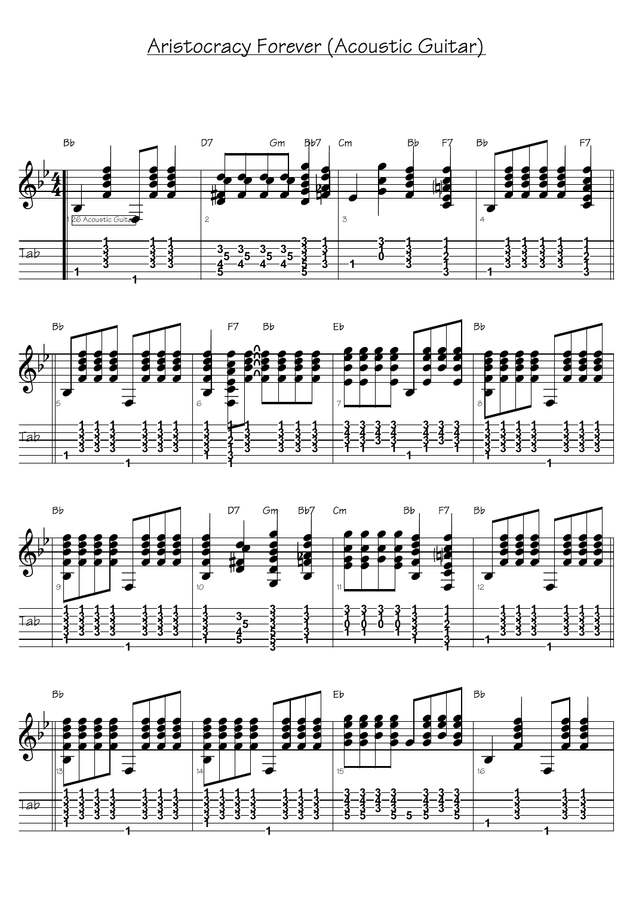# Aristocracy Forever (Acoustic Guitar)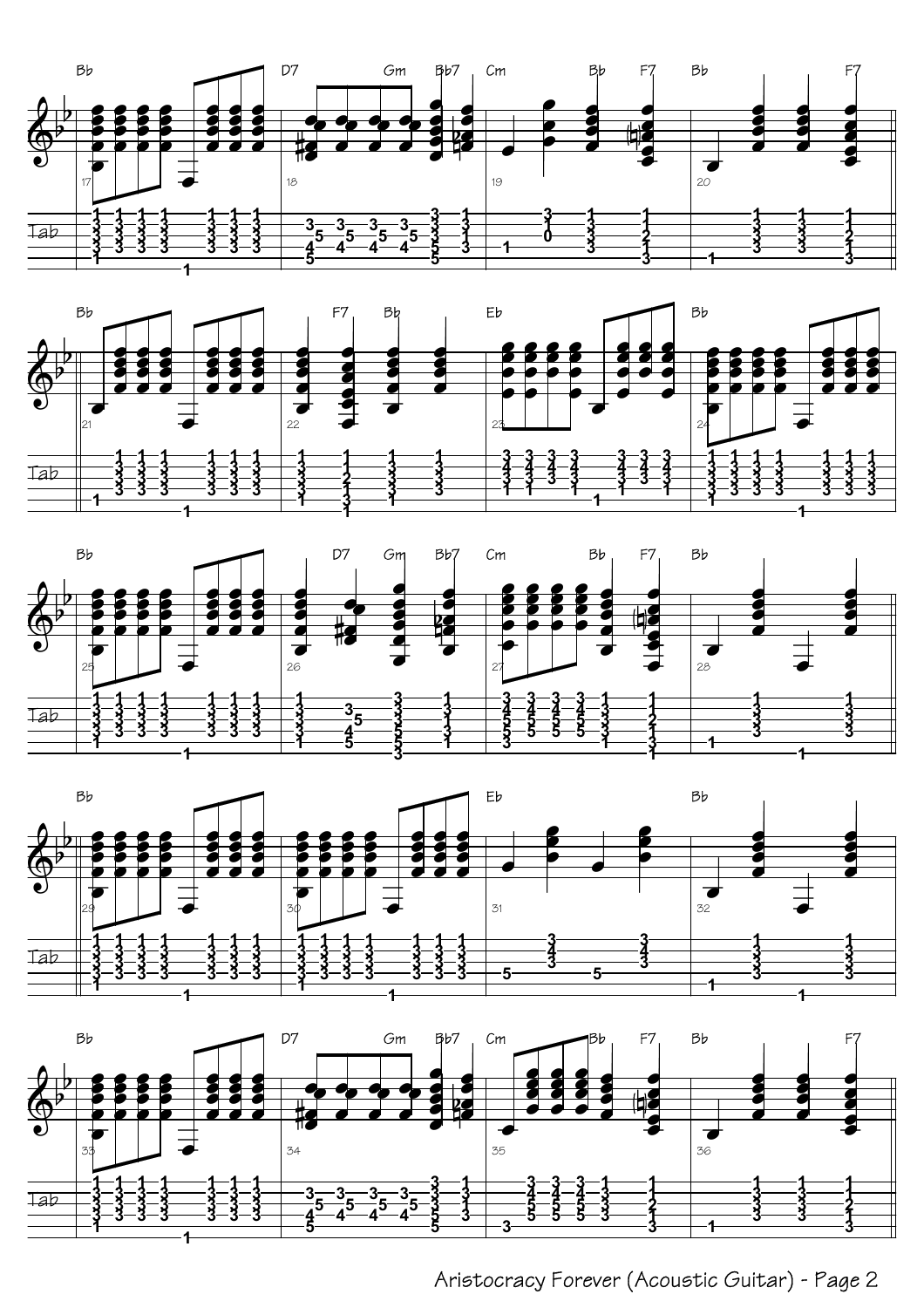Aristocracy Forever (Acoustic Guitar) - Page 2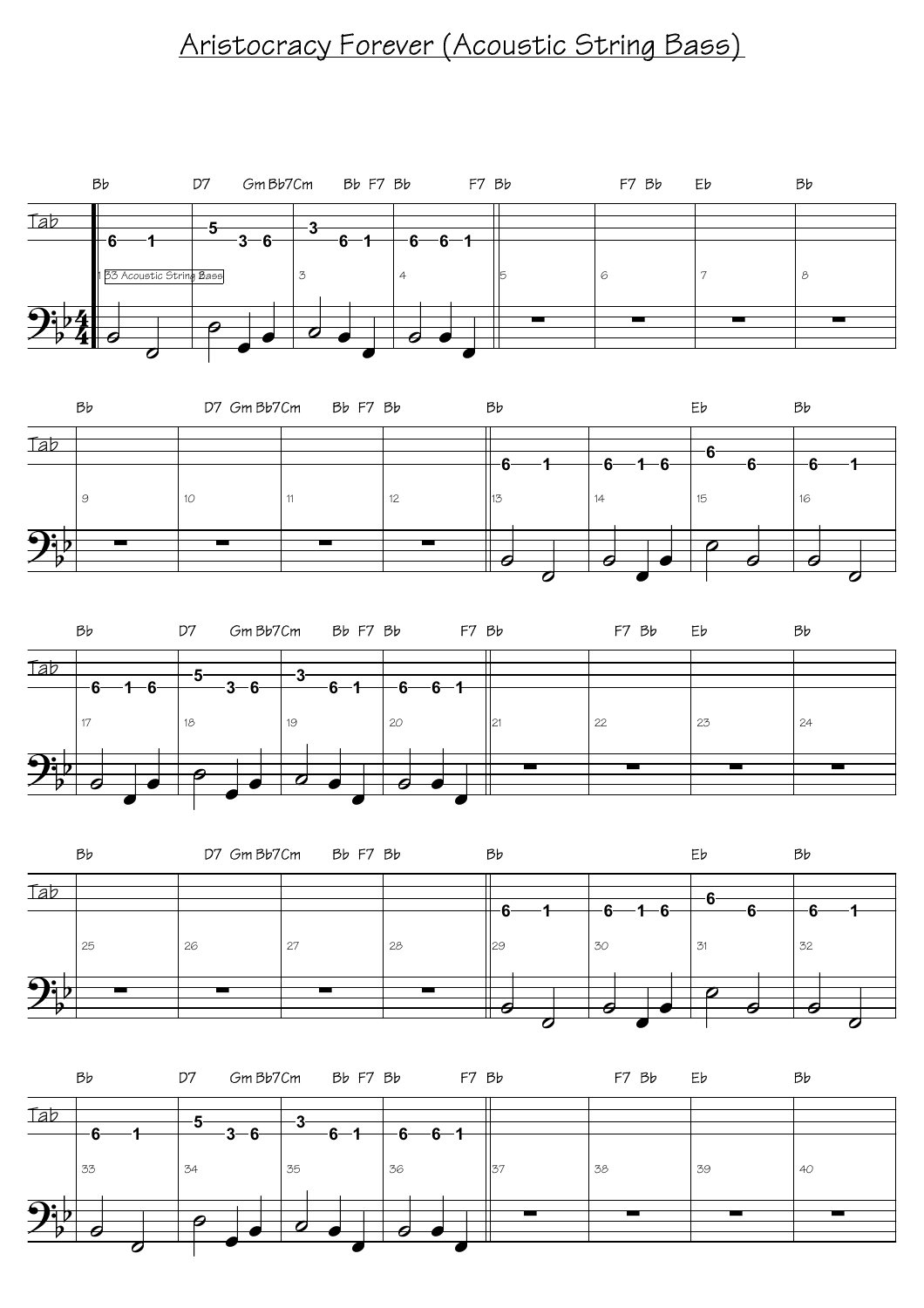# Aristocracy Forever (Acoustic String Bass)